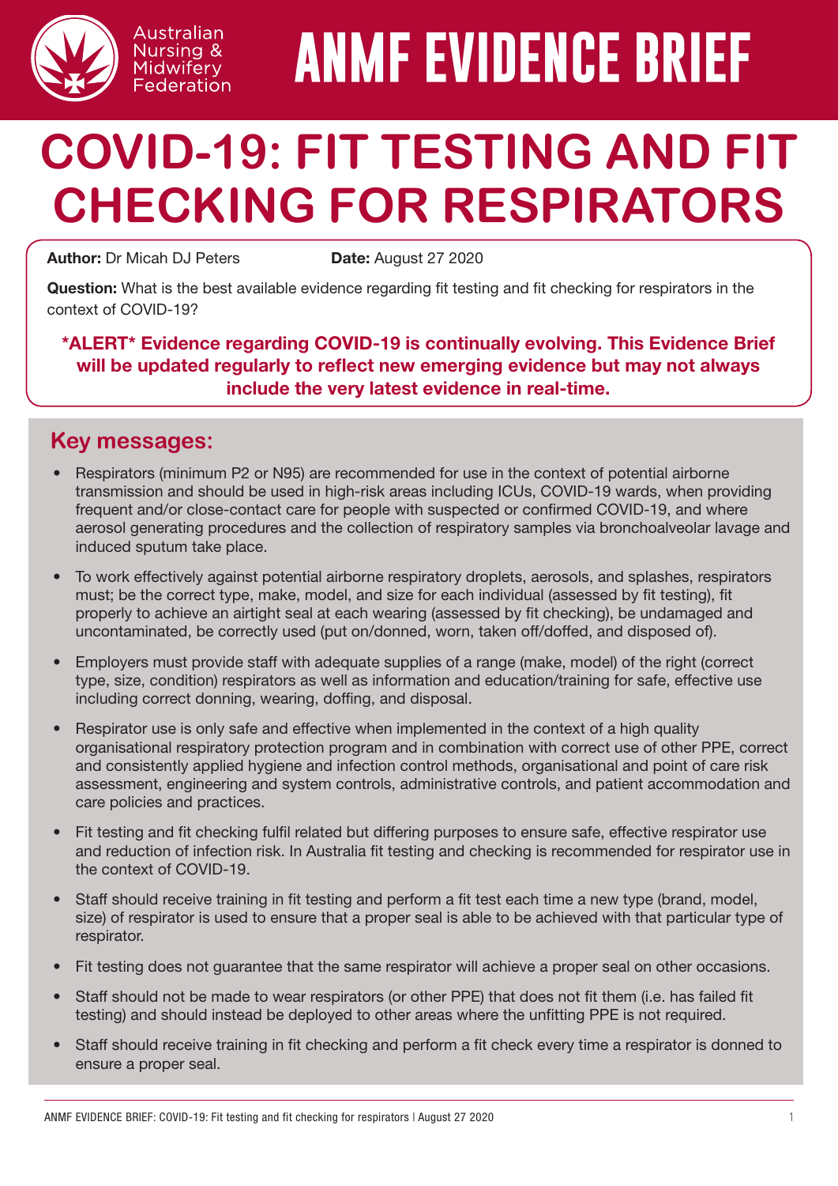Australian Nursing & Midwifery Federation

# ANMF EVIDENCE BRIEF

# COVID-19: FIT TESTING AND FIT CHECKING FOR RESPIRATORS

**Author:** Dr Micah DJ Peters **Date:** August 27 2020

**Question:** What is the best available evidence regarding fit testing and fit checking for respirators in the context of COVID-19?

**\*ALERT\* Evidence regarding COVID-19 is continually evolving. This Evidence Brief will be updated regularly to reflect new emerging evidence but may not always include the very latest evidence in real-time.**

## Key messages:

- Respirators (minimum P2 or N95) are recommended for use in the context of potential airborne transmission and should be used in high-risk areas including ICUs, COVID-19 wards, when providing frequent and/or close-contact care for people with suspected or confirmed COVID-19, and where aerosol generating procedures and the collection of respiratory samples via bronchoalveolar lavage and induced sputum take place.
- To work effectively against potential airborne respiratory droplets, aerosols, and splashes, respirators must; be the correct type, make, model, and size for each individual (assessed by fit testing), fit properly to achieve an airtight seal at each wearing (assessed by fit checking), be undamaged and uncontaminated, be correctly used (put on/donned, worn, taken off/doffed, and disposed of).
- Employers must provide staff with adequate supplies of a range (make, model) of the right (correct type, size, condition) respirators as well as information and education/training for safe, effective use including correct donning, wearing, doffing, and disposal.
- Respirator use is only safe and effective when implemented in the context of a high quality organisational respiratory protection program and in combination with correct use of other PPE, correct and consistently applied hygiene and infection control methods, organisational and point of care risk assessment, engineering and system controls, administrative controls, and patient accommodation and care policies and practices.
- Fit testing and fit checking fulfil related but differing purposes to ensure safe, effective respirator use and reduction of infection risk. In Australia fit testing and checking is recommended for respirator use in the context of COVID-19.
- Staff should receive training in fit testing and perform a fit test each time a new type (brand, model, size) of respirator is used to ensure that a proper seal is able to be achieved with that particular type of respirator.
- Fit testing does not guarantee that the same respirator will achieve a proper seal on other occasions.
- Staff should not be made to wear respirators (or other PPE) that does not fit them (i.e. has failed fit testing) and should instead be deployed to other areas where the unfitting PPE is not required.
- Staff should receive training in fit checking and perform a fit check every time a respirator is donned to ensure a proper seal.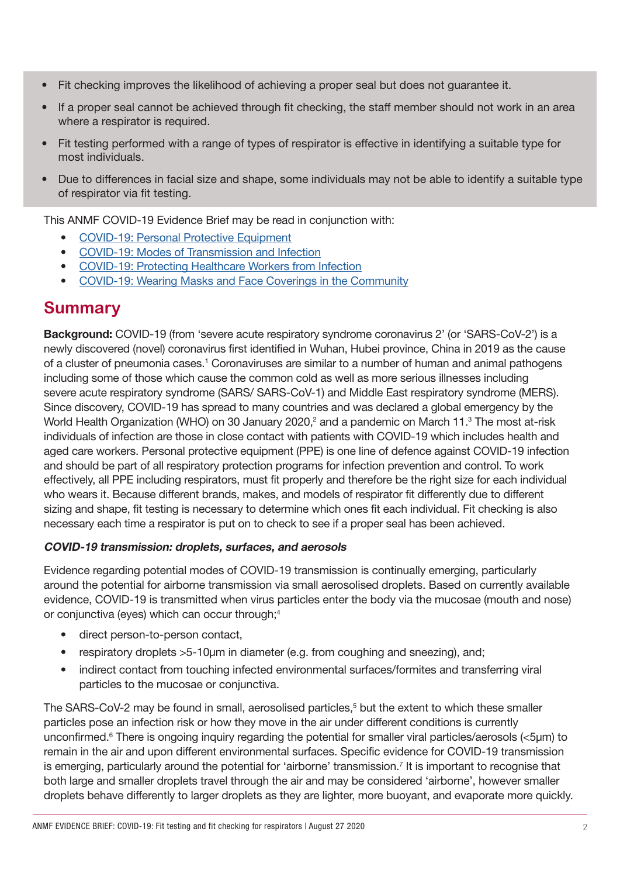- Fit checking improves the likelihood of achieving a proper seal but does not guarantee it.
- If a proper seal cannot be achieved through fit checking, the staff member should not work in an area where a respirator is required.
- Fit testing performed with a range of types of respirator is effective in identifying a suitable type for most individuals.
- Due to differences in facial size and shape, some individuals may not be able to identify a suitable type of respirator via fit testing.

This ANMF COVID-19 Evidence Brief may be read in conjunction with:

- COVID-19: Personal Protective Equipment
- COVID-19: Modes of Transmission and Infection
- COVID-19: Protecting Healthcare Workers from Infection
- COVID-19: Wearing Masks and Face Coverings in the Community

## Summary

**Background:** COVID-19 (from 'severe acute respiratory syndrome coronavirus 2' (or 'SARS-CoV-2') is a newly discovered (novel) coronavirus first identified in Wuhan, Hubei province, China in 2019 as the cause of a cluster of pneumonia cases.[1] Coronaviruses are similar to a number of human and animal pathogens including some of those which cause the common cold as well as more serious illnesses including severe acute respiratory syndrome (SARS/ SARS-CoV-1) and Middle East respiratory syndrome (MERS). Since discovery, COVID-19 has spread to many countries and was declared a global emergency by the World Health Organization (WHO) on 30 January 2020,[2] and a pandemic on March 11.[3] The most at-risk individuals of infection are those in close contact with patients with COVID-19 which includes health and aged care workers. Personal protective equipment (PPE) is one line of defence against COVID-19 infection and should be part of all respiratory protection programs for infection prevention and control. To work effectively, all PPE including respirators, must fit properly and therefore be the right size for each individual who wears it. Because different brands, makes, and models of respirator fit differently due to different sizing and shape, fit testing is necessary to determine which ones fit each individual. Fit checking is also necessary each time a respirator is put on to check to see if a proper seal has been achieved.

***COVID-19 transmission: droplets, surfaces, and aerosols***

Evidence regarding potential modes of COVID-19 transmission is continually emerging, particularly around the potential for airborne transmission via small aerosolised droplets. Based on currently available evidence, COVID-19 is transmitted when virus particles enter the body via the mucosae (mouth and nose) or conjunctiva (eyes) which can occur through;[4]

- direct person-to-person contact,
- respiratory droplets >5-10μm in diameter (e.g. from coughing and sneezing), and;
- indirect contact from touching infected environmental surfaces/fomites and transferring viral particles to the mucosae or conjunctiva.

The SARS-CoV-2 may be found in small, aerosolised particles,[5] but the extent to which these smaller particles pose an infection risk or how they move in the air under different conditions is currently unconfirmed.[6] There is ongoing inquiry regarding the potential for smaller viral particles/aerosols (<5μm) to remain in the air and upon different environmental surfaces. Specific evidence for COVID-19 transmission is emerging, particularly around the potential for 'airborne' transmission.[7] It is important to recognise that both large and smaller droplets travel through the air and may be considered 'airborne', however smaller droplets behave differently to larger droplets as they are lighter, more buoyant, and evaporate more quickly.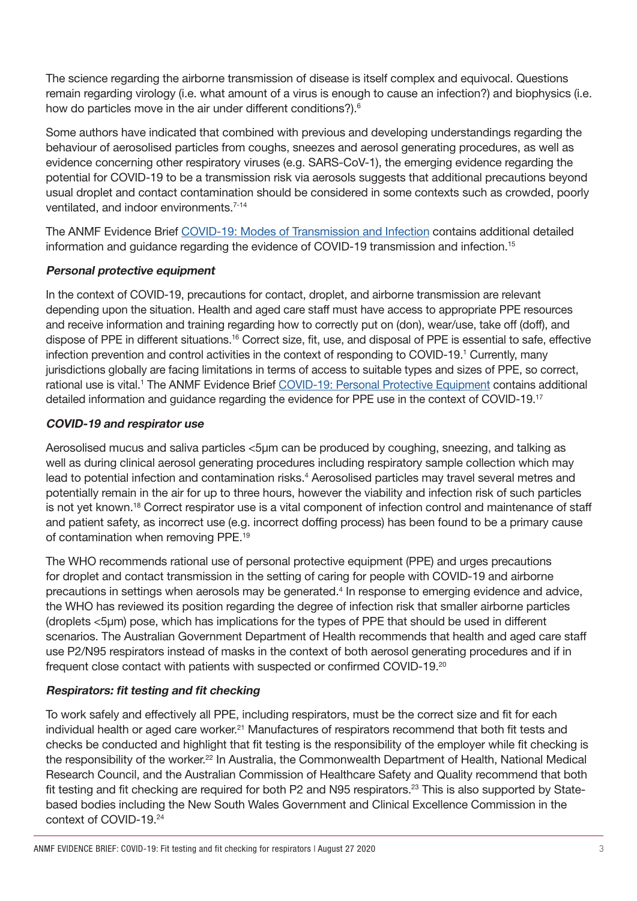The science regarding the airborne transmission of disease is itself complex and equivocal. Questions remain regarding virology (i.e. what amount of a virus is enough to cause an infection?) and biophysics (i.e. how do particles move in the air under different conditions?).[6]

Some authors have indicated that combined with previous and developing understandings regarding the behaviour of aerosolised particles from coughs, sneezes and aerosol generating procedures, as well as evidence concerning other respiratory viruses (e.g. SARS-CoV-1), the emerging evidence regarding the potential for COVID-19 to be a transmission risk via aerosols suggests that additional precautions beyond usual droplet and contact contamination should be considered in some contexts such as crowded, poorly ventilated, and indoor environments.[7-14]

The ANMF Evidence Brief COVID-19: Modes of Transmission and Infection contains additional detailed information and guidance regarding the evidence of COVID-19 transmission and infection.[15]

***Personal protective equipment***

In the context of COVID-19, precautions for contact, droplet, and airborne transmission are relevant depending upon the situation. Health and aged care staff must have access to appropriate PPE resources and receive information and training regarding how to correctly put on (don), wear/use, take off (doff), and dispose of PPE in different situations.[16] Correct size, fit, use, and disposal of PPE is essential to safe, effective infection prevention and control activities in the context of responding to COVID-19.[1] Currently, many jurisdictions globally are facing limitations in terms of access to suitable types and sizes of PPE, so correct, rational use is vital.[1] The ANMF Evidence Brief COVID-19: Personal Protective Equipment contains additional detailed information and guidance regarding the evidence for PPE use in the context of COVID-19.[17]

***COVID-19 and respirator use***

Aerosolised mucus and saliva particles <5μm can be produced by coughing, sneezing, and talking as well as during clinical aerosol generating procedures including respiratory sample collection which may lead to potential infection and contamination risks.[4] Aerosolised particles may travel several metres and potentially remain in the air for up to three hours, however the viability and infection risk of such particles is not yet known.[18] Correct respirator use is a vital component of infection control and maintenance of staff and patient safety, as incorrect use (e.g. incorrect doffing process) has been found to be a primary cause of contamination when removing PPE.[19]

The WHO recommends rational use of personal protective equipment (PPE) and urges precautions for droplet and contact transmission in the setting of caring for people with COVID-19 and airborne precautions in settings when aerosols may be generated.[4] In response to emerging evidence and advice, the WHO has reviewed its position regarding the degree of infection risk that smaller airborne particles (droplets <5μm) pose, which has implications for the types of PPE that should be used in different scenarios. The Australian Government Department of Health recommends that health and aged care staff use P2/N95 respirators instead of masks in the context of both aerosol generating procedures and if in frequent close contact with patients with suspected or confirmed COVID-19.[20]

***Respirators: fit testing and fit checking***

To work safely and effectively all PPE, including respirators, must be the correct size and fit for each individual health or aged care worker.[21] Manufactures of respirators recommend that both fit tests and checks be conducted and highlight that fit testing is the responsibility of the employer while fit checking is the responsibility of the worker.[22] In Australia, the Commonwealth Department of Health, National Medical Research Council, and the Australian Commission of Healthcare Safety and Quality recommend that both fit testing and fit checking are required for both P2 and N95 respirators.[23] This is also supported by State-based bodies including the New South Wales Government and Clinical Excellence Commission in the context of COVID-19.[24]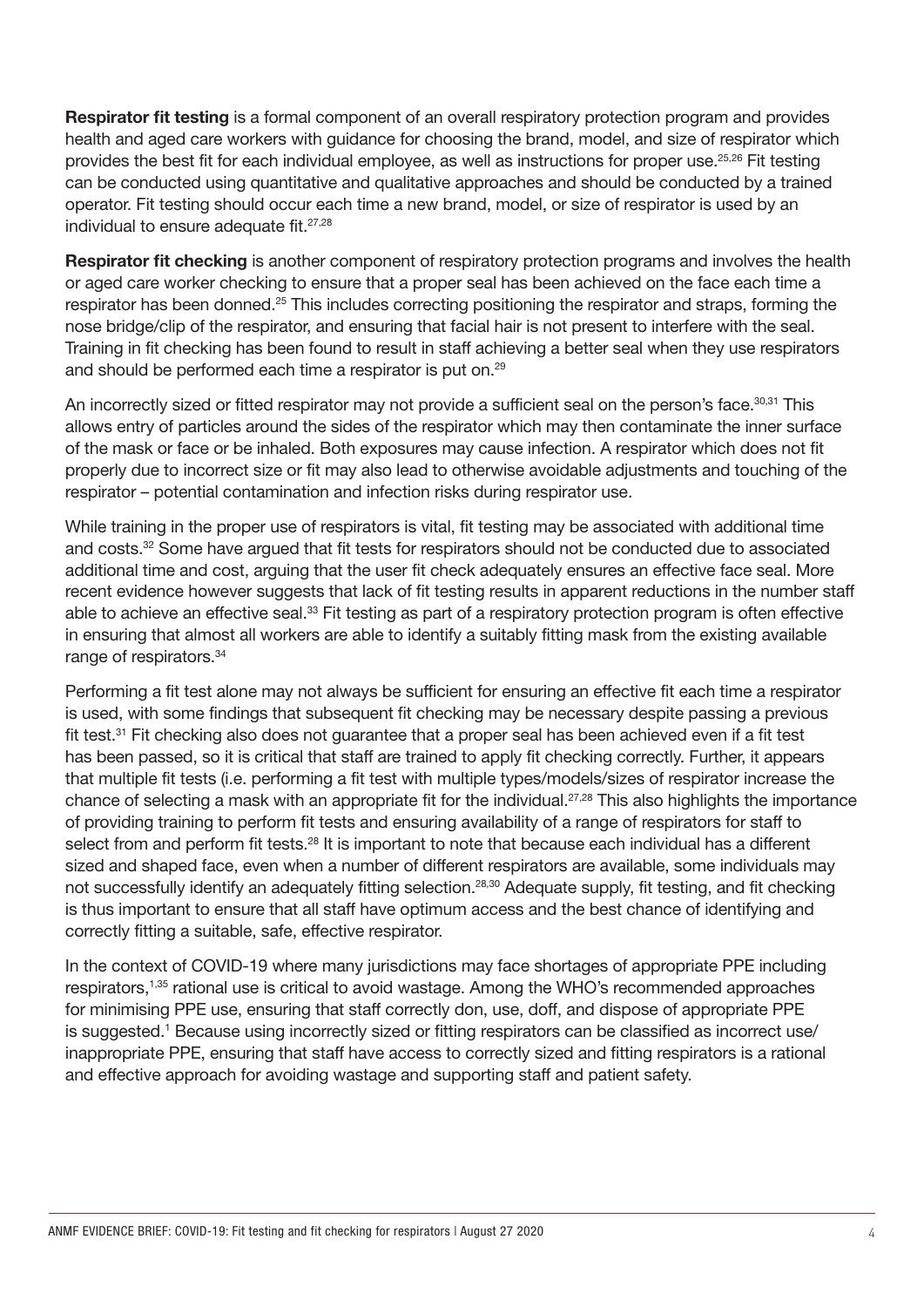**Respirator fit testing** is a formal component of an overall respiratory protection program and provides health and aged care workers with guidance for choosing the brand, model, and size of respirator which provides the best fit for each individual employee, as well as instructions for proper use.[25,26] Fit testing can be conducted using quantitative and qualitative approaches and should be conducted by a trained operator. Fit testing should occur each time a new brand, model, or size of respirator is used by an individual to ensure adequate fit.[27,28]

**Respirator fit checking** is another component of respiratory protection programs and involves the health or aged care worker checking to ensure that a proper seal has been achieved on the face each time a respirator has been donned.[25] This includes correcting positioning the respirator and straps, forming the nose bridge/clip of the respirator, and ensuring that facial hair is not present to interfere with the seal. Training in fit checking has been found to result in staff achieving a better seal when they use respirators and should be performed each time a respirator is put on.[29]

An incorrectly sized or fitted respirator may not provide a sufficient seal on the person's face.[30,31] This allows entry of particles around the sides of the respirator which may then contaminate the inner surface of the mask or face or be inhaled. Both exposures may cause infection. A respirator which does not fit properly due to incorrect size or fit may also lead to otherwise avoidable adjustments and touching of the respirator – potential contamination and infection risks during respirator use.

While training in the proper use of respirators is vital, fit testing may be associated with additional time and costs.[32] Some have argued that fit tests for respirators should not be conducted due to associated additional time and cost, arguing that the user fit check adequately ensures an effective face seal. More recent evidence however suggests that lack of fit testing results in apparent reductions in the number staff able to achieve an effective seal.[33] Fit testing as part of a respiratory protection program is often effective in ensuring that almost all workers are able to identify a suitably fitting mask from the existing available range of respirators.[34]

Performing a fit test alone may not always be sufficient for ensuring an effective fit each time a respirator is used, with some findings that subsequent fit checking may be necessary despite passing a previous fit test.[31] Fit checking also does not guarantee that a proper seal has been achieved even if a fit test has been passed, so it is critical that staff are trained to apply fit checking correctly. Further, it appears that multiple fit tests (i.e. performing a fit test with multiple types/models/sizes of respirator increase the chance of selecting a mask with an appropriate fit for the individual.[27,28] This also highlights the importance of providing training to perform fit tests and ensuring availability of a range of respirators for staff to select from and perform fit tests.[28] It is important to note that because each individual has a different sized and shaped face, even when a number of different respirators are available, some individuals may not successfully identify an adequately fitting selection.[28,30] Adequate supply, fit testing, and fit checking is thus important to ensure that all staff have optimum access and the best chance of identifying and correctly fitting a suitable, safe, effective respirator.

In the context of COVID-19 where many jurisdictions may face shortages of appropriate PPE including respirators,[1,35] rational use is critical to avoid wastage. Among the WHO's recommended approaches for minimising PPE use, ensuring that staff correctly don, use, doff, and dispose of appropriate PPE is suggested.[1] Because using incorrectly sized or fitting respirators can be classified as incorrect use/inappropriate PPE, ensuring that staff have access to correctly sized and fitting respirators is a rational and effective approach for avoiding wastage and supporting staff and patient safety.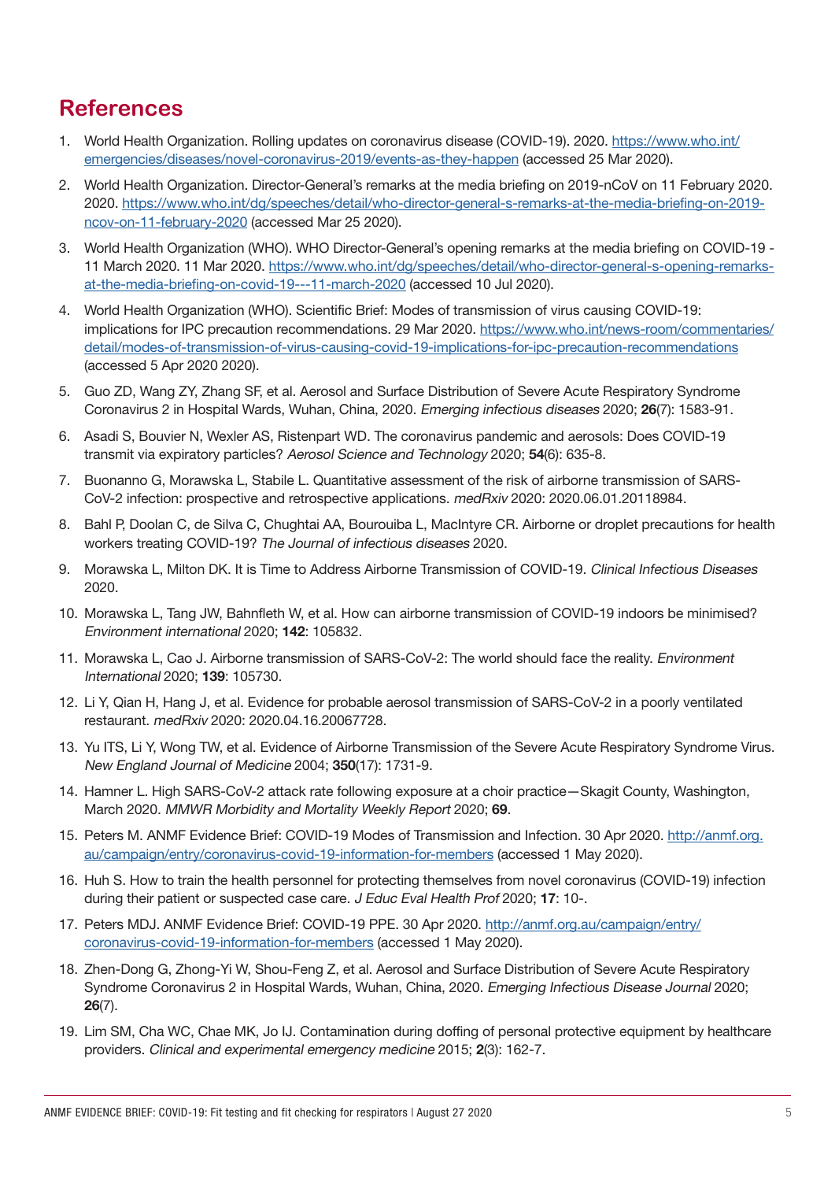## References

1. World Health Organization. Rolling updates on coronavirus disease (COVID-19). 2020. https://www.who.int/emergencies/diseases/novel-coronavirus-2019/events-as-they-happen (accessed 25 Mar 2020).
2. World Health Organization. Director-General's remarks at the media briefing on 2019-nCoV on 11 February 2020. 2020. https://www.who.int/dg/speeches/detail/who-director-general-s-remarks-at-the-media-briefing-on-2019-ncov-on-11-february-2020 (accessed Mar 25 2020).
3. World Health Organization (WHO). WHO Director-General's opening remarks at the media briefing on COVID-19 - 11 March 2020. 11 Mar 2020. https://www.who.int/dg/speeches/detail/who-director-general-s-opening-remarks-at-the-media-briefing-on-covid-19---11-march-2020 (accessed 10 Jul 2020).
4. World Health Organization (WHO). Scientific Brief: Modes of transmission of virus causing COVID-19: implications for IPC precaution recommendations. 29 Mar 2020. https://www.who.int/news-room/commentaries/detail/modes-of-transmission-of-virus-causing-covid-19-implications-for-ipc-precaution-recommendations (accessed 5 Apr 2020 2020).
5. Guo ZD, Wang ZY, Zhang SF, et al. Aerosol and Surface Distribution of Severe Acute Respiratory Syndrome Coronavirus 2 in Hospital Wards, Wuhan, China, 2020. *Emerging infectious diseases* 2020; **26**(7): 1583-91.
6. Asadi S, Bouvier N, Wexler AS, Ristenpart WD. The coronavirus pandemic and aerosols: Does COVID-19 transmit via expiratory particles? *Aerosol Science and Technology* 2020; **54**(6): 635-8.
7. Buonanno G, Morawska L, Stabile L. Quantitative assessment of the risk of airborne transmission of SARS-CoV-2 infection: prospective and retrospective applications. *medRxiv* 2020: 2020.06.01.20118984.
8. Bahl P, Doolan C, de Silva C, Chughtai AA, Bourouiba L, MacIntyre CR. Airborne or droplet precautions for health workers treating COVID-19? *The Journal of infectious diseases* 2020.
9. Morawska L, Milton DK. It is Time to Address Airborne Transmission of COVID-19. *Clinical Infectious Diseases* 2020.
10. Morawska L, Tang JW, Bahnfleth W, et al. How can airborne transmission of COVID-19 indoors be minimised? *Environment international* 2020; **142**: 105832.
11. Morawska L, Cao J. Airborne transmission of SARS-CoV-2: The world should face the reality. *Environment International* 2020; **139**: 105730.
12. Li Y, Qian H, Hang J, et al. Evidence for probable aerosol transmission of SARS-CoV-2 in a poorly ventilated restaurant. *medRxiv* 2020: 2020.04.16.20067728.
13. Yu ITS, Li Y, Wong TW, et al. Evidence of Airborne Transmission of the Severe Acute Respiratory Syndrome Virus. *New England Journal of Medicine* 2004; **350**(17): 1731-9.
14. Hamner L. High SARS-CoV-2 attack rate following exposure at a choir practice—Skagit County, Washington, March 2020. *MMWR Morbidity and Mortality Weekly Report* 2020; **69**.
15. Peters M. ANMF Evidence Brief: COVID-19 Modes of Transmission and Infection. 30 Apr 2020. http://anmf.org.au/campaign/entry/coronavirus-covid-19-information-for-members (accessed 1 May 2020).
16. Huh S. How to train the health personnel for protecting themselves from novel coronavirus (COVID-19) infection during their patient or suspected case care. *J Educ Eval Health Prof* 2020; **17**: 10-.
17. Peters MDJ. ANMF Evidence Brief: COVID-19 PPE. 30 Apr 2020. http://anmf.org.au/campaign/entry/coronavirus-covid-19-information-for-members (accessed 1 May 2020).
18. Zhen-Dong G, Zhong-Yi W, Shou-Feng Z, et al. Aerosol and Surface Distribution of Severe Acute Respiratory Syndrome Coronavirus 2 in Hospital Wards, Wuhan, China, 2020. *Emerging Infectious Disease Journal* 2020; **26**(7).
19. Lim SM, Cha WC, Chae MK, Jo IJ. Contamination during doffing of personal protective equipment by healthcare providers. *Clinical and experimental emergency medicine* 2015; **2**(3): 162-7.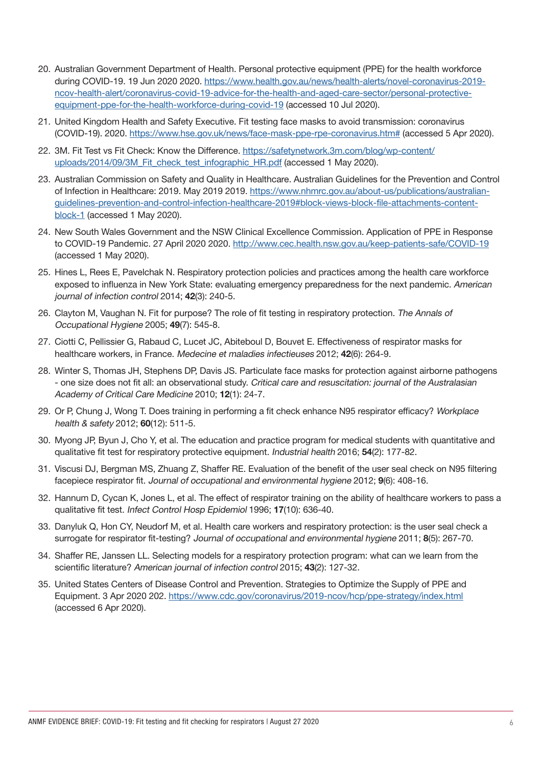20. Australian Government Department of Health. Personal protective equipment (PPE) for the health workforce during COVID-19. 19 Jun 2020 2020. https://www.health.gov.au/news/health-alerts/novel-coronavirus-2019-ncov-health-alert/coronavirus-covid-19-advice-for-the-health-and-aged-care-sector/personal-protective-equipment-ppe-for-the-health-workforce-during-covid-19 (accessed 10 Jul 2020).
21. United Kingdom Health and Safety Executive. Fit testing face masks to avoid transmission: coronavirus (COVID-19). 2020. https://www.hse.gov.uk/news/face-mask-ppe-rpe-coronavirus.htm# (accessed 5 Apr 2020).
22. 3M. Fit Test vs Fit Check: Know the Difference. https://safetynetwork.3m.com/blog/wp-content/uploads/2014/09/3M_Fit_check_test_infographic_HR.pdf (accessed 1 May 2020).
23. Australian Commission on Safety and Quality in Healthcare. Australian Guidelines for the Prevention and Control of Infection in Healthcare: 2019. May 2019 2019. https://www.nhmrc.gov.au/about-us/publications/australian-guidelines-prevention-and-control-infection-healthcare-2019#block-views-block-file-attachments-content-block-1 (accessed 1 May 2020).
24. New South Wales Government and the NSW Clinical Excellence Commission. Application of PPE in Response to COVID-19 Pandemic. 27 April 2020 2020. http://www.cec.health.nsw.gov.au/keep-patients-safe/COVID-19 (accessed 1 May 2020).
25. Hines L, Rees E, Pavelchak N. Respiratory protection policies and practices among the health care workforce exposed to influenza in New York State: evaluating emergency preparedness for the next pandemic. *American journal of infection control* 2014; **42**(3): 240-5.
26. Clayton M, Vaughan N. Fit for purpose? The role of fit testing in respiratory protection. *The Annals of Occupational Hygiene* 2005; **49**(7): 545-8.
27. Ciotti C, Pellissier G, Rabaud C, Lucet JC, Abiteboul D, Bouvet E. Effectiveness of respirator masks for healthcare workers, in France. *Medecine et maladies infectieuses* 2012; **42**(6): 264-9.
28. Winter S, Thomas JH, Stephens DP, Davis JS. Particulate face masks for protection against airborne pathogens - one size does not fit all: an observational study. *Critical care and resuscitation: journal of the Australasian Academy of Critical Care Medicine* 2010; **12**(1): 24-7.
29. Or P, Chung J, Wong T. Does training in performing a fit check enhance N95 respirator efficacy? *Workplace health & safety* 2012; **60**(12): 511-5.
30. Myong JP, Byun J, Cho Y, et al. The education and practice program for medical students with quantitative and qualitative fit test for respiratory protective equipment. *Industrial health* 2016; **54**(2): 177-82.
31. Viscusi DJ, Bergman MS, Zhuang Z, Shaffer RE. Evaluation of the benefit of the user seal check on N95 filtering facepiece respirator fit. *Journal of occupational and environmental hygiene* 2012; **9**(6): 408-16.
32. Hannum D, Cycan K, Jones L, et al. The effect of respirator training on the ability of healthcare workers to pass a qualitative fit test. *Infect Control Hosp Epidemiol* 1996; **17**(10): 636-40.
33. Danyluk Q, Hon CY, Neudorf M, et al. Health care workers and respiratory protection: is the user seal check a surrogate for respirator fit-testing? *Journal of occupational and environmental hygiene* 2011; **8**(5): 267-70.
34. Shaffer RE, Janssen LL. Selecting models for a respiratory protection program: what can we learn from the scientific literature? *American journal of infection control* 2015; **43**(2): 127-32.
35. United States Centers of Disease Control and Prevention. Strategies to Optimize the Supply of PPE and Equipment. 3 Apr 2020 202. https://www.cdc.gov/coronavirus/2019-ncov/hcp/ppe-strategy/index.html (accessed 6 Apr 2020).